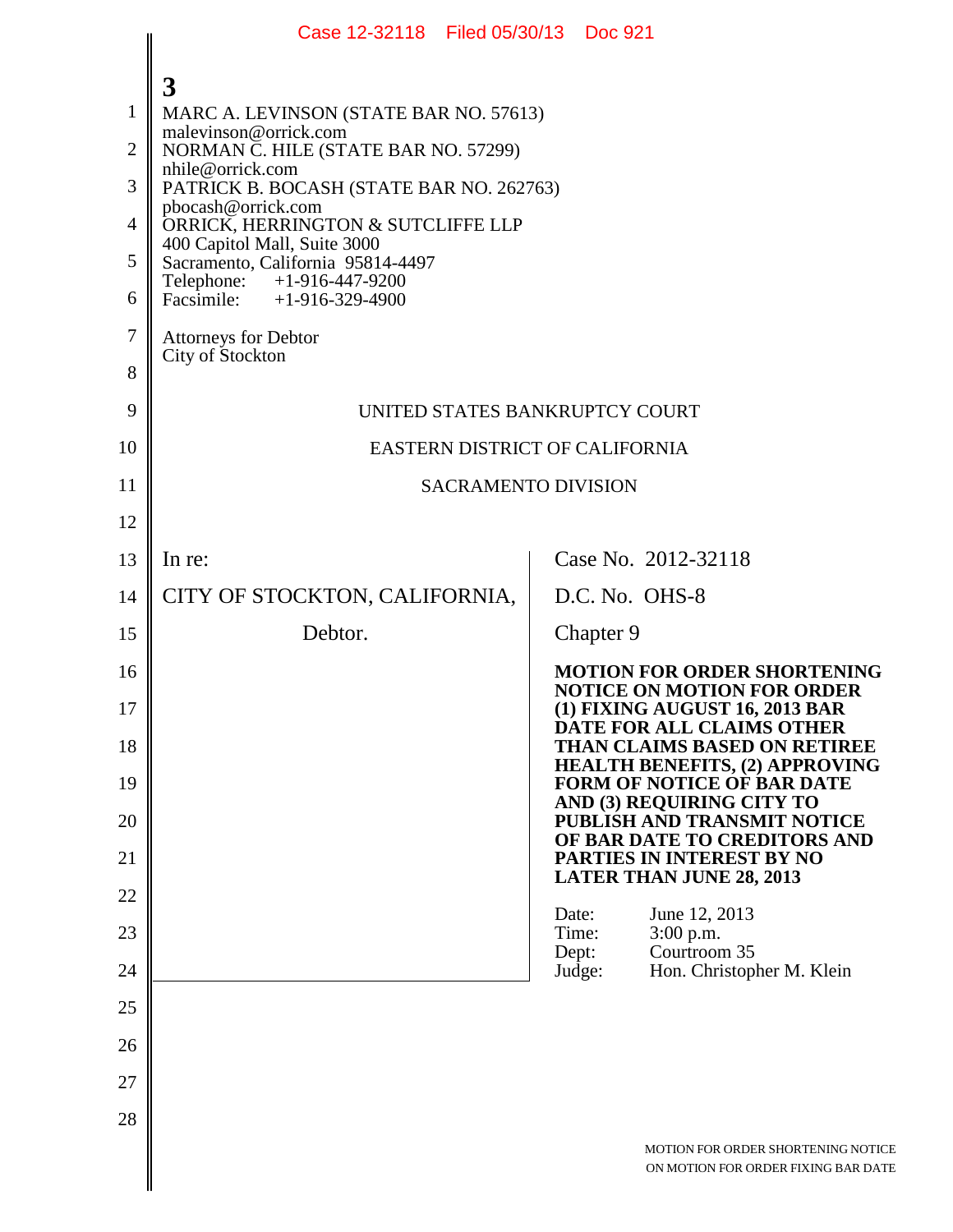3

MARC A. LEVINSON (STATE BAR NO. 57613)
malevinson@orrick.com
NORMAN C. HILE (STATE BAR NO. 57299)
nhile@orrick.com
PATRICK B. BOCASH (STATE BAR NO. 262763)
pbocash@orrick.com
ORRICK, HERRINGTON & SUTCLIFFE LLP
400 Capitol Mall, Suite 3000
Sacramento, California 95814-4497
Telephone: +1-916-447-9200
Facsimile: +1-916-329-4900

Attorneys for Debtor
City of Stockton

UNITED STATES BANKRUPTCY COURT

EASTERN DISTRICT OF CALIFORNIA

SACRAMENTO DIVISION

In re:

CITY OF STOCKTON, CALIFORNIA,

Debtor.

Case No. 2012-32118

D.C. No. OHS-8

Chapter 9

**MOTION FOR ORDER SHORTENING NOTICE ON MOTION FOR ORDER (1) FIXING AUGUST 16, 2013 BAR DATE FOR ALL CLAIMS OTHER THAN CLAIMS BASED ON RETIREE HEALTH BENEFITS, (2) APPROVING FORM OF NOTICE OF BAR DATE AND (3) REQUIRING CITY TO PUBLISH AND TRANSMIT NOTICE OF BAR DATE TO CREDITORS AND PARTIES IN INTEREST BY NO LATER THAN JUNE 28, 2013**

Date: June 12, 2013
Time: 3:00 p.m.
Dept: Courtroom 35
Judge: Hon. Christopher M. Klein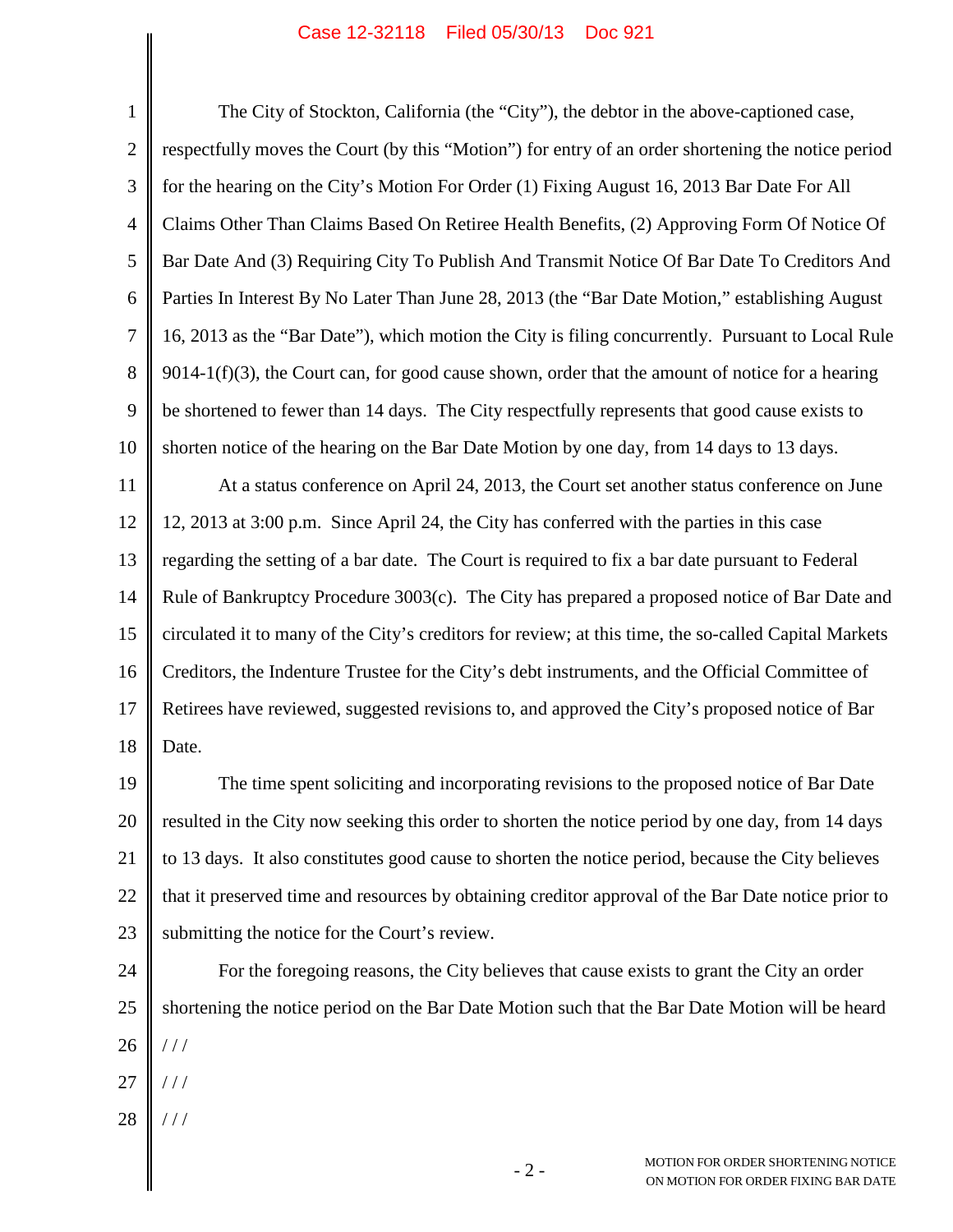The City of Stockton, California (the "City"), the debtor in the above-captioned case, respectfully moves the Court (by this "Motion") for entry of an order shortening the notice period for the hearing on the City's Motion For Order (1) Fixing August 16, 2013 Bar Date For All Claims Other Than Claims Based On Retiree Health Benefits, (2) Approving Form Of Notice Of Bar Date And (3) Requiring City To Publish And Transmit Notice Of Bar Date To Creditors And Parties In Interest By No Later Than June 28, 2013 (the "Bar Date Motion," establishing August 16, 2013 as the "Bar Date"), which motion the City is filing concurrently. Pursuant to Local Rule 9014-1(f)(3), the Court can, for good cause shown, order that the amount of notice for a hearing be shortened to fewer than 14 days. The City respectfully represents that good cause exists to shorten notice of the hearing on the Bar Date Motion by one day, from 14 days to 13 days.

At a status conference on April 24, 2013, the Court set another status conference on June 12, 2013 at 3:00 p.m. Since April 24, the City has conferred with the parties in this case regarding the setting of a bar date. The Court is required to fix a bar date pursuant to Federal Rule of Bankruptcy Procedure 3003(c). The City has prepared a proposed notice of Bar Date and circulated it to many of the City's creditors for review; at this time, the so-called Capital Markets Creditors, the Indenture Trustee for the City's debt instruments, and the Official Committee of Retirees have reviewed, suggested revisions to, and approved the City's proposed notice of Bar Date.

The time spent soliciting and incorporating revisions to the proposed notice of Bar Date resulted in the City now seeking this order to shorten the notice period by one day, from 14 days to 13 days. It also constitutes good cause to shorten the notice period, because the City believes that it preserved time and resources by obtaining creditor approval of the Bar Date notice prior to submitting the notice for the Court's review.

For the foregoing reasons, the City believes that cause exists to grant the City an order shortening the notice period on the Bar Date Motion such that the Bar Date Motion will be heard

/ / /

/ / /

/ / /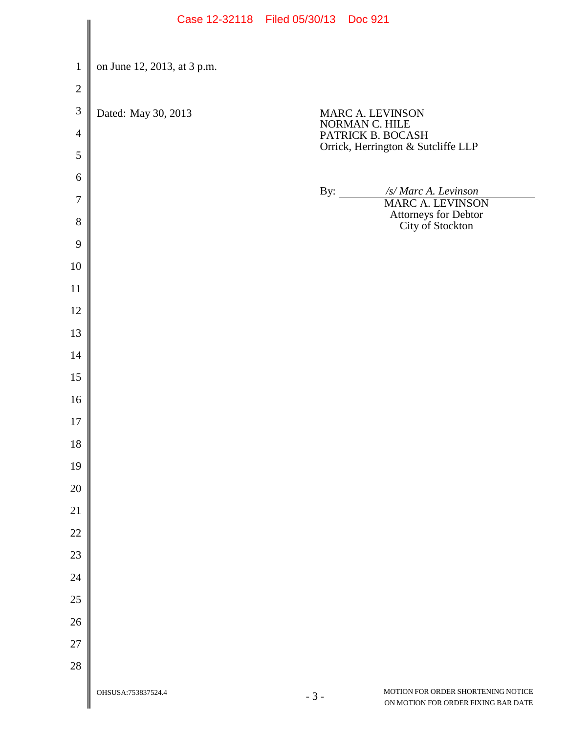on June 12, 2013, at 3 p.m.

Dated: May 30, 2013

MARC A. LEVINSON
NORMAN C. HILE
PATRICK B. BOCASH
Orrick, Herrington & Sutcliffe LLP

By: *_/s/ Marc A. Levinson_*
MARC A. LEVINSON
Attorneys for Debtor
City of Stockton